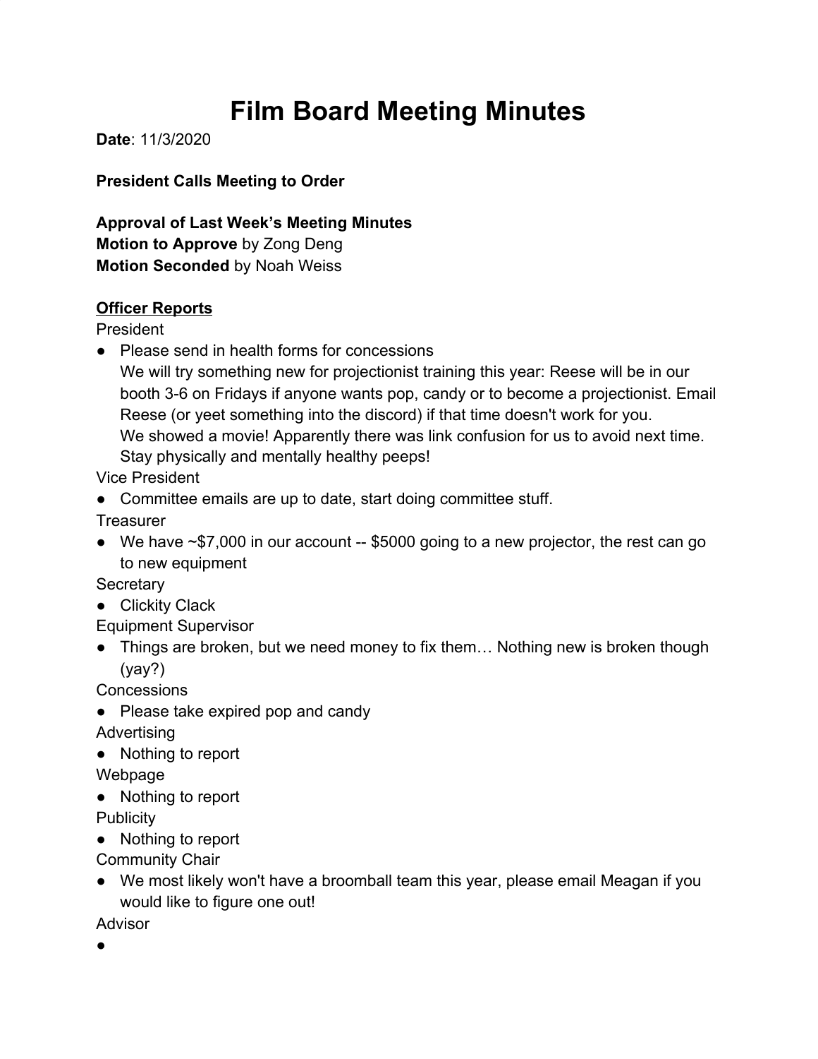# Film Board Meeting Minutes

**Date**: 11/3/2020

**President Calls Meeting to Order**

**Approval of Last Week's Meeting Minutes**
**Motion to Approve** by Zong Deng
**Motion Seconded** by Noah Weiss

**Officer Reports**

President

- Please send in health forms for concessions
  We will try something new for projectionist training this year: Reese will be in our booth 3-6 on Fridays if anyone wants pop, candy or to become a projectionist. Email Reese (or yeet something into the discord) if that time doesn't work for you.
  We showed a movie! Apparently there was link confusion for us to avoid next time.
  Stay physically and mentally healthy peeps!

Vice President

- Committee emails are up to date, start doing committee stuff.

Treasurer

- We have ~$7,000 in our account -- $5000 going to a new projector, the rest can go to new equipment

Secretary

- Clickity Clack

Equipment Supervisor

- Things are broken, but we need money to fix them… Nothing new is broken though (yay?)

Concessions

- Please take expired pop and candy

Advertising

- Nothing to report

Webpage

- Nothing to report

Publicity

- Nothing to report

Community Chair

- We most likely won't have a broomball team this year, please email Meagan if you would like to figure one out!

Advisor

-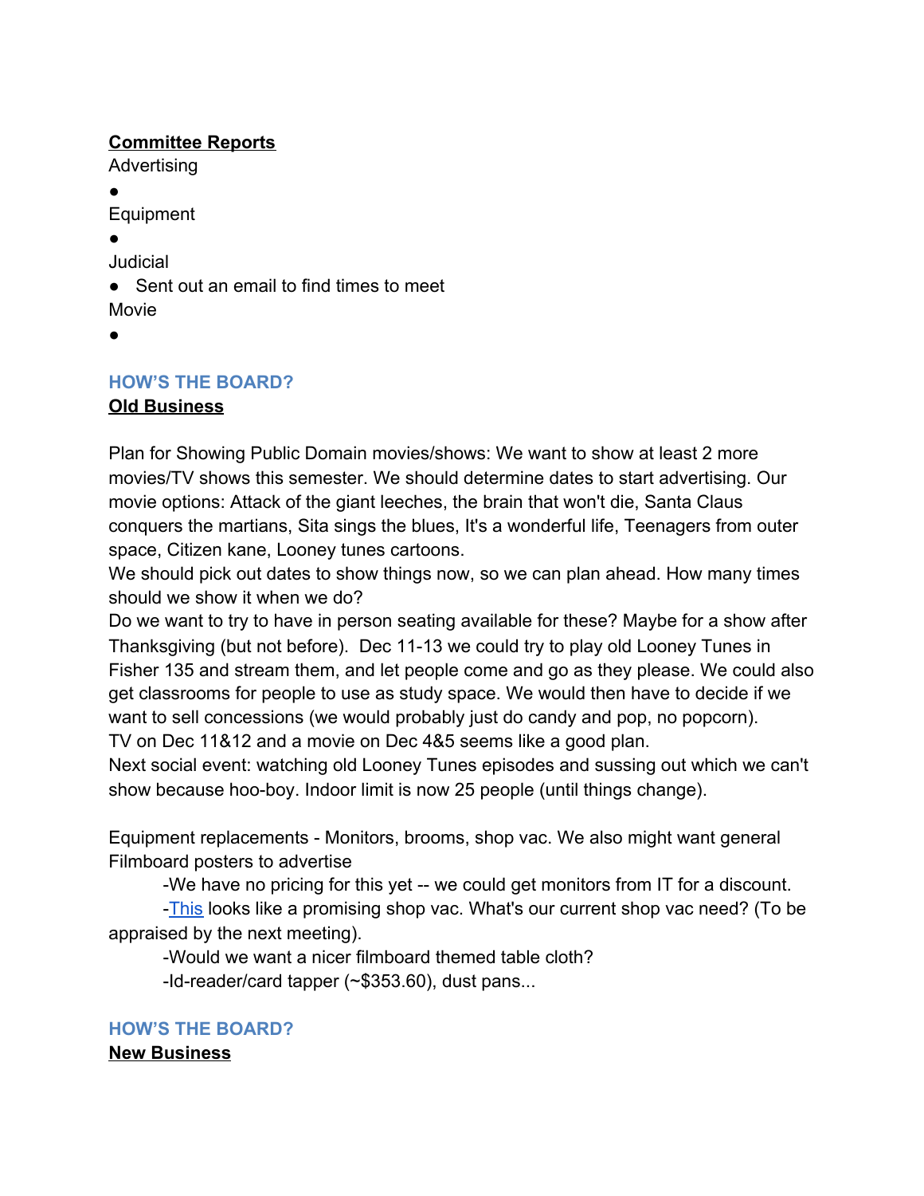**Committee Reports**

Advertising

- 

Equipment

- 

Judicial

- Sent out an email to find times to meet

Movie

- 

## HOW'S THE BOARD?

**Old Business**

Plan for Showing Public Domain movies/shows: We want to show at least 2 more movies/TV shows this semester. We should determine dates to start advertising. Our movie options: Attack of the giant leeches, the brain that won't die, Santa Claus conquers the martians, Sita sings the blues, It's a wonderful life, Teenagers from outer space, Citizen kane, Looney tunes cartoons.
We should pick out dates to show things now, so we can plan ahead. How many times should we show it when we do?
Do we want to try to have in person seating available for these? Maybe for a show after Thanksgiving (but not before). Dec 11-13 we could try to play old Looney Tunes in Fisher 135 and stream them, and let people come and go as they please. We could also get classrooms for people to use as study space. We would then have to decide if we want to sell concessions (we would probably just do candy and pop, no popcorn).
TV on Dec 11&12 and a movie on Dec 4&5 seems like a good plan.
Next social event: watching old Looney Tunes episodes and sussing out which we can't show because hoo-boy. Indoor limit is now 25 people (until things change).

Equipment replacements - Monitors, brooms, shop vac. We also might want general Filmboard posters to advertise

-We have no pricing for this yet -- we could get monitors from IT for a discount.
-This looks like a promising shop vac. What's our current shop vac need? (To be appraised by the next meeting).
-Would we want a nicer filmboard themed table cloth?
-Id-reader/card tapper (~$353.60), dust pans...

## HOW'S THE BOARD?

**New Business**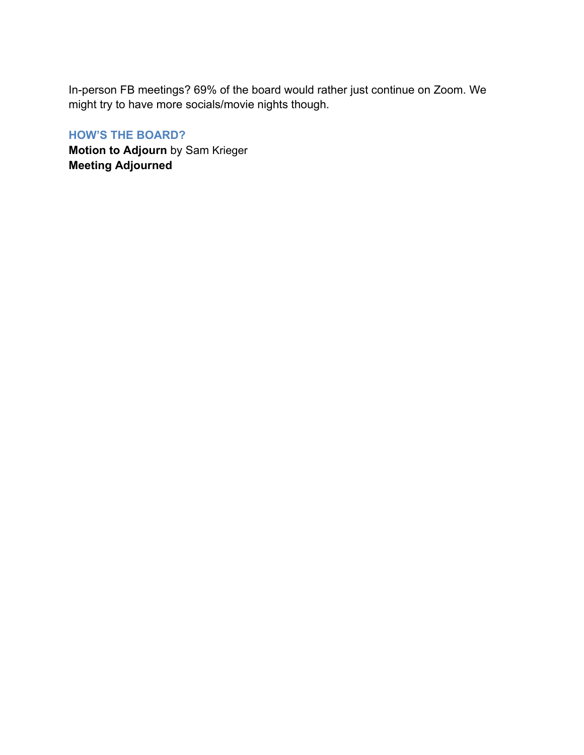In-person FB meetings? 69% of the board would rather just continue on Zoom. We might try to have more socials/movie nights though.

### HOW'S THE BOARD?

**Motion to Adjourn** by Sam Krieger
**Meeting Adjourned**